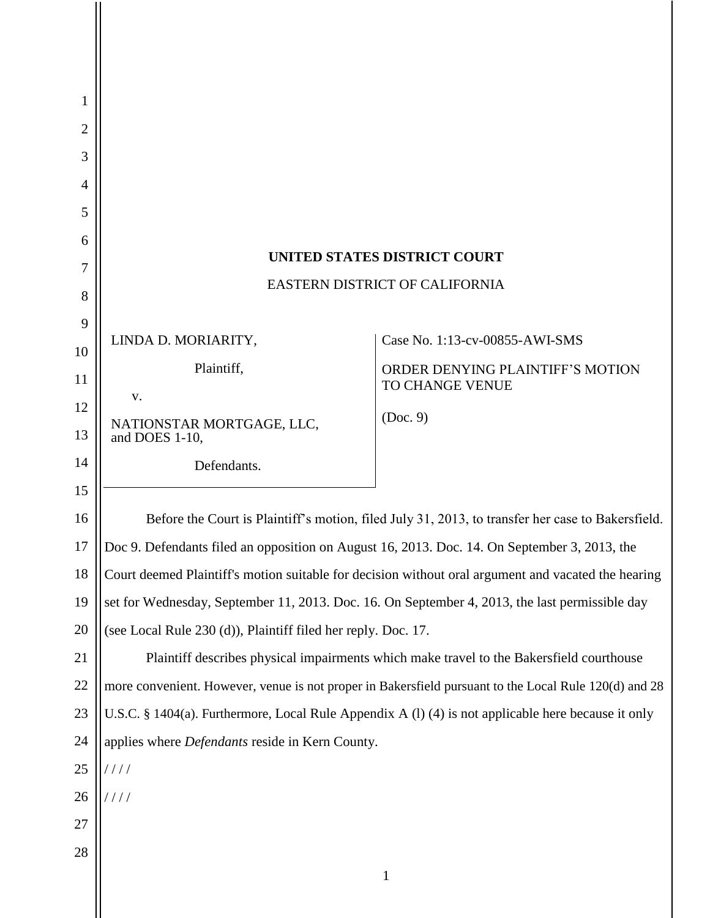**UNITED STATES DISTRICT COURT**

EASTERN DISTRICT OF CALIFORNIA

| | |
|---|---|
| LINDA D. MORIARITY,<br><br>Plaintiff,<br><br>v.<br><br>NATIONSTAR MORTGAGE, LLC, and DOES 1-10,<br><br>Defendants. | Case No. 1:13-cv-00855-AWI-SMS<br><br>ORDER DENYING PLAINTIFF'S MOTION TO CHANGE VENUE<br><br>(Doc. 9) |

Before the Court is Plaintiff's motion, filed July 31, 2013, to transfer her case to Bakersfield. Doc 9. Defendants filed an opposition on August 16, 2013. Doc. 14. On September 3, 2013, the Court deemed Plaintiff's motion suitable for decision without oral argument and vacated the hearing set for Wednesday, September 11, 2013. Doc. 16. On September 4, 2013, the last permissible day (see Local Rule 230 (d)), Plaintiff filed her reply. Doc. 17.

Plaintiff describes physical impairments which make travel to the Bakersfield courthouse more convenient. However, venue is not proper in Bakersfield pursuant to the Local Rule 120(d) and 28 U.S.C. § 1404(a). Furthermore, Local Rule Appendix A (l) (4) is not applicable here because it only applies where *Defendants* reside in Kern County.

/ / / /

/ / / /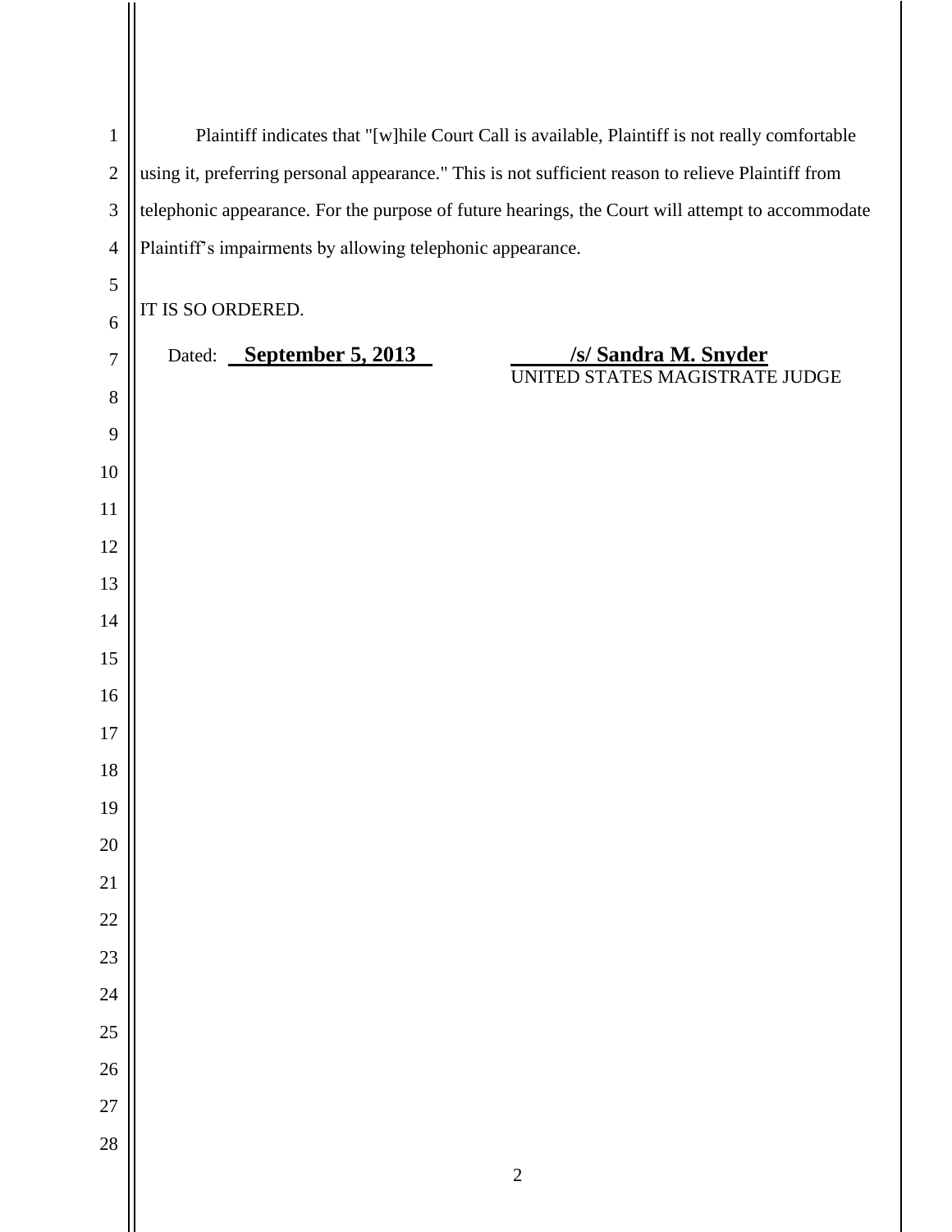Plaintiff indicates that "[w]hile Court Call is available, Plaintiff is not really comfortable using it, preferring personal appearance." This is not sufficient reason to relieve Plaintiff from telephonic appearance. For the purpose of future hearings, the Court will attempt to accommodate Plaintiff's impairments by allowing telephonic appearance.

IT IS SO ORDERED.

Dated: **September 5, 2013**

**/s/ Sandra M. Snyder**
UNITED STATES MAGISTRATE JUDGE